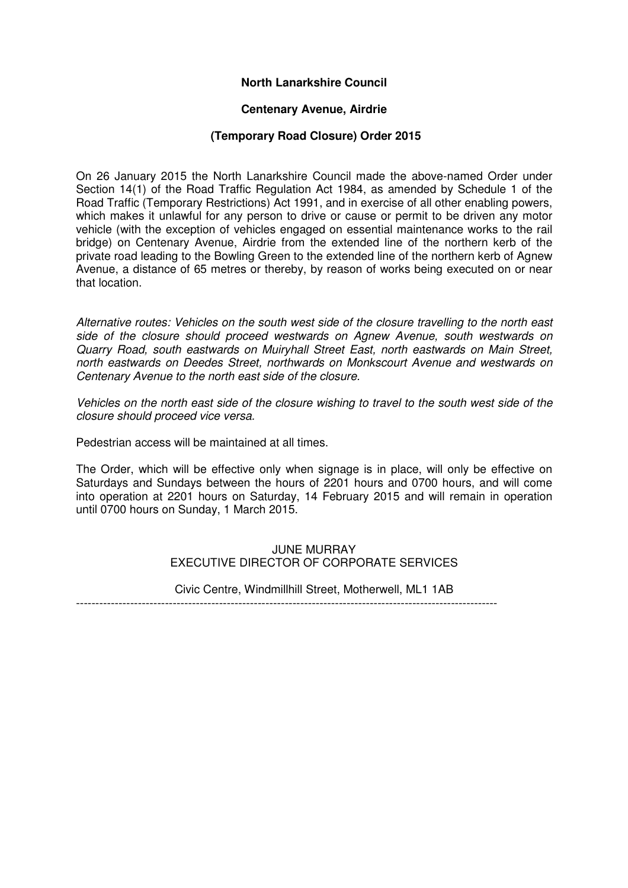**North Lanarkshire Council**

**Centenary Avenue, Airdrie**

**(Temporary Road Closure) Order 2015**

On 26 January 2015 the North Lanarkshire Council made the above-named Order under Section 14(1) of the Road Traffic Regulation Act 1984, as amended by Schedule 1 of the Road Traffic (Temporary Restrictions) Act 1991, and in exercise of all other enabling powers, which makes it unlawful for any person to drive or cause or permit to be driven any motor vehicle (with the exception of vehicles engaged on essential maintenance works to the rail bridge) on Centenary Avenue, Airdrie from the extended line of the northern kerb of the private road leading to the Bowling Green to the extended line of the northern kerb of Agnew Avenue, a distance of 65 metres or thereby, by reason of works being executed on or near that location.

*Alternative routes: Vehicles on the south west side of the closure travelling to the north east side of the closure should proceed westwards on Agnew Avenue, south westwards on Quarry Road, south eastwards on Muiryhall Street East, north eastwards on Main Street, north eastwards on Deedes Street, northwards on Monkscourt Avenue and westwards on Centenary Avenue to the north east side of the closure.*

*Vehicles on the north east side of the closure wishing to travel to the south west side of the closure should proceed vice versa.*

Pedestrian access will be maintained at all times.

The Order, which will be effective only when signage is in place, will only be effective on Saturdays and Sundays between the hours of 2201 hours and 0700 hours, and will come into operation at 2201 hours on Saturday, 14 February 2015 and will remain in operation until 0700 hours on Sunday, 1 March 2015.

JUNE MURRAY
EXECUTIVE DIRECTOR OF CORPORATE SERVICES

Civic Centre, Windmillhill Street, Motherwell, ML1 1AB

---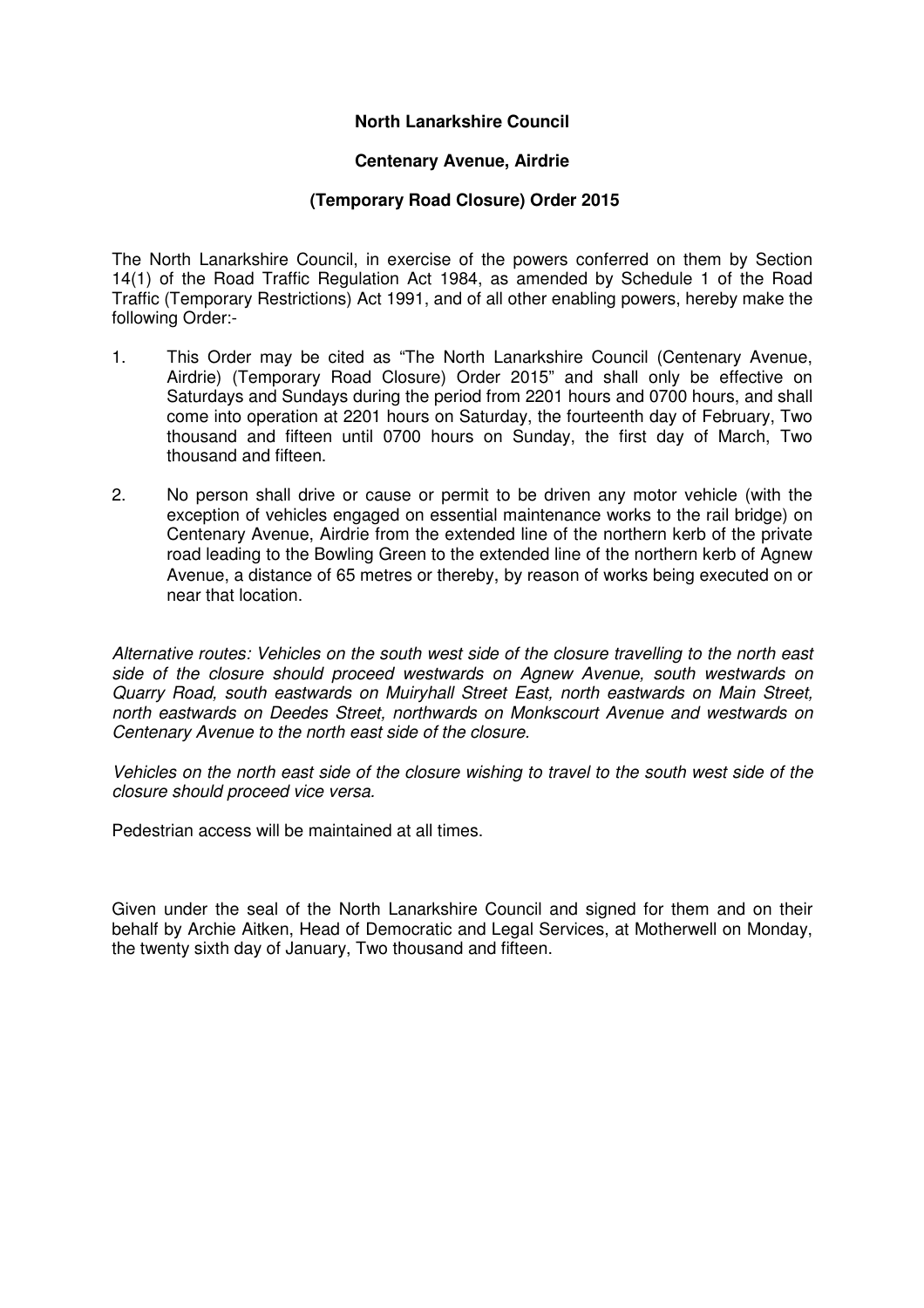**North Lanarkshire Council**

**Centenary Avenue, Airdrie**

**(Temporary Road Closure) Order 2015**

The North Lanarkshire Council, in exercise of the powers conferred on them by Section 14(1) of the Road Traffic Regulation Act 1984, as amended by Schedule 1 of the Road Traffic (Temporary Restrictions) Act 1991, and of all other enabling powers, hereby make the following Order:-

1. This Order may be cited as "The North Lanarkshire Council (Centenary Avenue, Airdrie) (Temporary Road Closure) Order 2015" and shall only be effective on Saturdays and Sundays during the period from 2201 hours and 0700 hours, and shall come into operation at 2201 hours on Saturday, the fourteenth day of February, Two thousand and fifteen until 0700 hours on Sunday, the first day of March, Two thousand and fifteen.

2. No person shall drive or cause or permit to be driven any motor vehicle (with the exception of vehicles engaged on essential maintenance works to the rail bridge) on Centenary Avenue, Airdrie from the extended line of the northern kerb of the private road leading to the Bowling Green to the extended line of the northern kerb of Agnew Avenue, a distance of 65 metres or thereby, by reason of works being executed on or near that location.

*Alternative routes: Vehicles on the south west side of the closure travelling to the north east side of the closure should proceed westwards on Agnew Avenue, south westwards on Quarry Road, south eastwards on Muiryhall Street East, north eastwards on Main Street, north eastwards on Deedes Street, northwards on Monkscourt Avenue and westwards on Centenary Avenue to the north east side of the closure.*

*Vehicles on the north east side of the closure wishing to travel to the south west side of the closure should proceed vice versa.*

Pedestrian access will be maintained at all times.

Given under the seal of the North Lanarkshire Council and signed for them and on their behalf by Archie Aitken, Head of Democratic and Legal Services, at Motherwell on Monday, the twenty sixth day of January, Two thousand and fifteen.